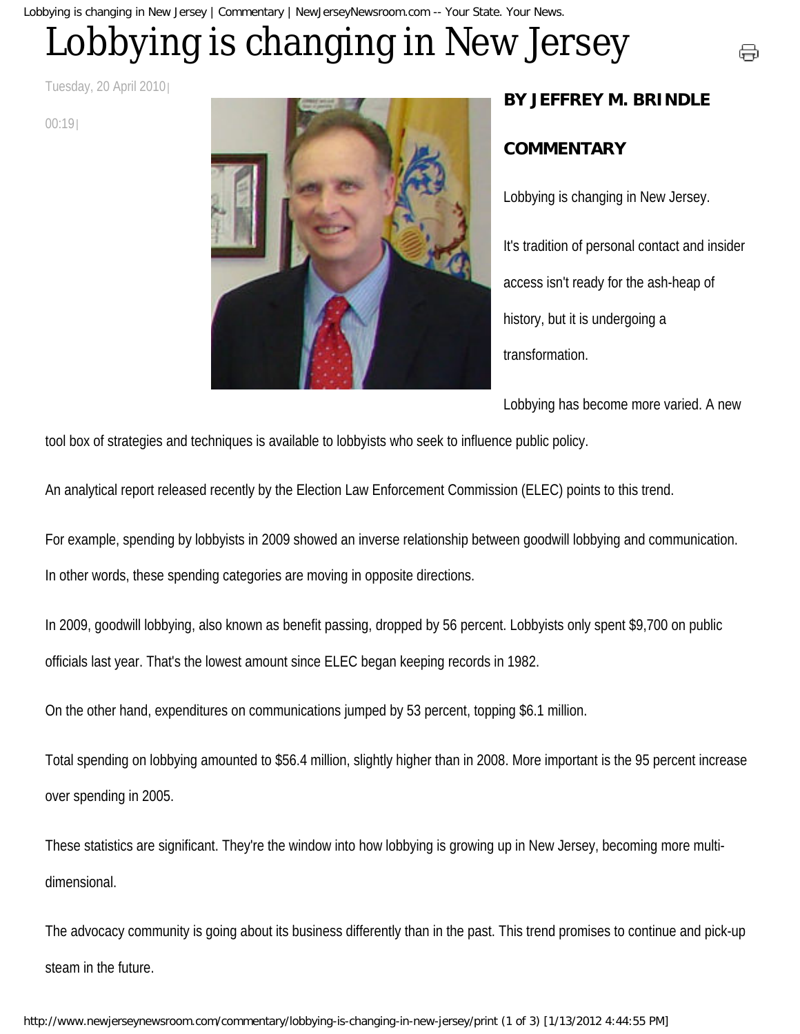# Lobbying is changing in New Jersey

Tuesday, 20 April 2010 | 00:19 |

**BY JEFFREY M. BRINDLE**

**COMMENTARY**

Lobbying is changing in New Jersey.

It's tradition of personal contact and insider access isn't ready for the ash-heap of history, but it is undergoing a transformation.

Lobbying has become more varied. A new tool box of strategies and techniques is available to lobbyists who seek to influence public policy.

An analytical report released recently by the Election Law Enforcement Commission (ELEC) points to this trend.

For example, spending by lobbyists in 2009 showed an inverse relationship between goodwill lobbying and communication. In other words, these spending categories are moving in opposite directions.

In 2009, goodwill lobbying, also known as benefit passing, dropped by 56 percent. Lobbyists only spent $9,700 on public officials last year. That's the lowest amount since ELEC began keeping records in 1982.

On the other hand, expenditures on communications jumped by 53 percent, topping $6.1 million.

Total spending on lobbying amounted to $56.4 million, slightly higher than in 2008. More important is the 95 percent increase over spending in 2005.

These statistics are significant. They're the window into how lobbying is growing up in New Jersey, becoming more multi-dimensional.

The advocacy community is going about its business differently than in the past. This trend promises to continue and pick-up steam in the future.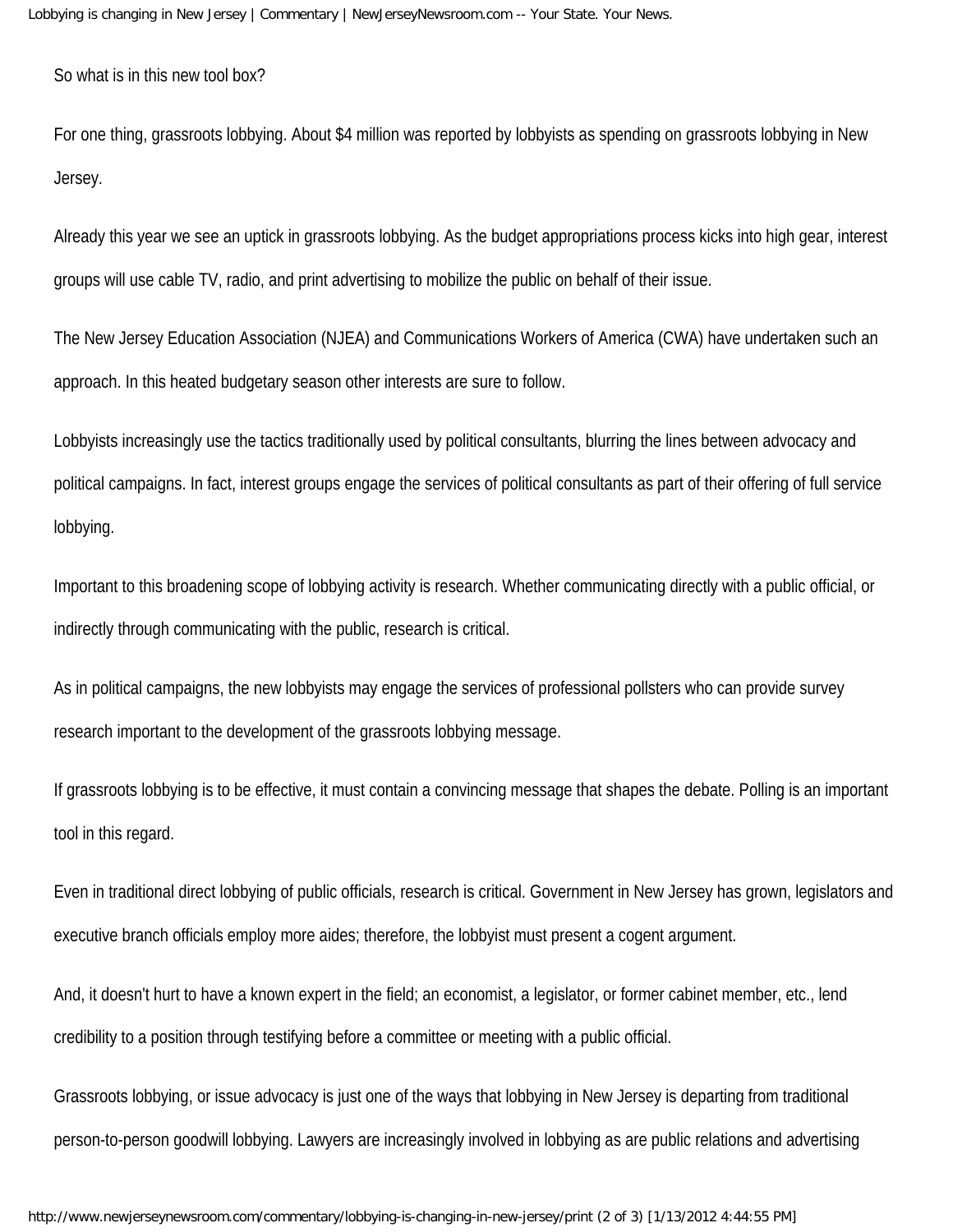So what is in this new tool box?

For one thing, grassroots lobbying. About $4 million was reported by lobbyists as spending on grassroots lobbying in New Jersey.

Already this year we see an uptick in grassroots lobbying. As the budget appropriations process kicks into high gear, interest groups will use cable TV, radio, and print advertising to mobilize the public on behalf of their issue.

The New Jersey Education Association (NJEA) and Communications Workers of America (CWA) have undertaken such an approach. In this heated budgetary season other interests are sure to follow.

Lobbyists increasingly use the tactics traditionally used by political consultants, blurring the lines between advocacy and political campaigns. In fact, interest groups engage the services of political consultants as part of their offering of full service lobbying.

Important to this broadening scope of lobbying activity is research. Whether communicating directly with a public official, or indirectly through communicating with the public, research is critical.

As in political campaigns, the new lobbyists may engage the services of professional pollsters who can provide survey research important to the development of the grassroots lobbying message.

If grassroots lobbying is to be effective, it must contain a convincing message that shapes the debate. Polling is an important tool in this regard.

Even in traditional direct lobbying of public officials, research is critical. Government in New Jersey has grown, legislators and executive branch officials employ more aides; therefore, the lobbyist must present a cogent argument.

And, it doesn't hurt to have a known expert in the field; an economist, a legislator, or former cabinet member, etc., lend credibility to a position through testifying before a committee or meeting with a public official.

Grassroots lobbying, or issue advocacy is just one of the ways that lobbying in New Jersey is departing from traditional person-to-person goodwill lobbying. Lawyers are increasingly involved in lobbying as are public relations and advertising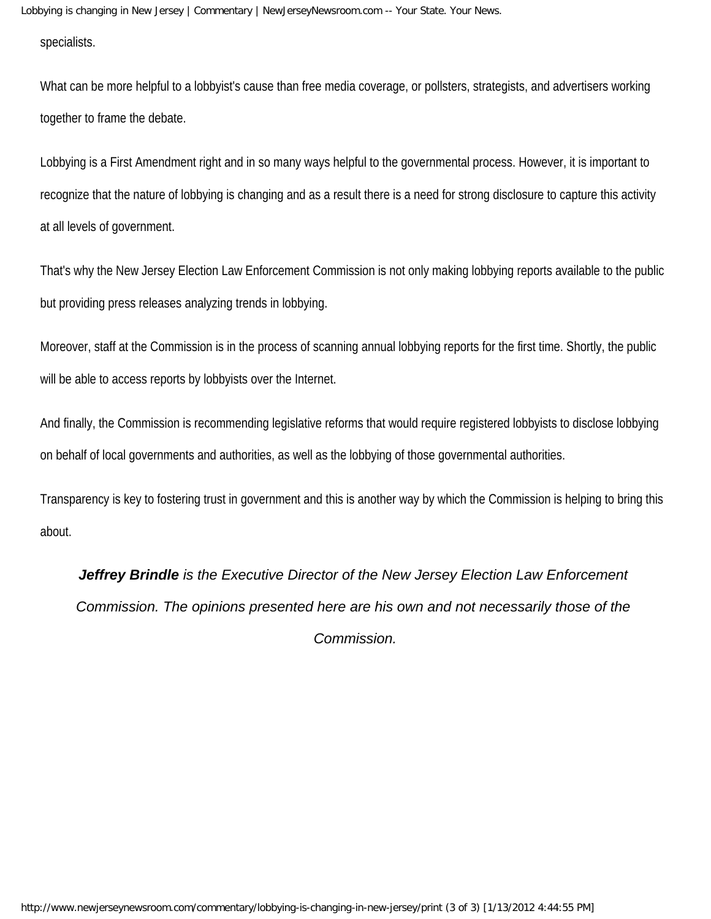specialists.

What can be more helpful to a lobbyist's cause than free media coverage, or pollsters, strategists, and advertisers working together to frame the debate.

Lobbying is a First Amendment right and in so many ways helpful to the governmental process. However, it is important to recognize that the nature of lobbying is changing and as a result there is a need for strong disclosure to capture this activity at all levels of government.

That's why the New Jersey Election Law Enforcement Commission is not only making lobbying reports available to the public but providing press releases analyzing trends in lobbying.

Moreover, staff at the Commission is in the process of scanning annual lobbying reports for the first time. Shortly, the public will be able to access reports by lobbyists over the Internet.

And finally, the Commission is recommending legislative reforms that would require registered lobbyists to disclose lobbying on behalf of local governments and authorities, as well as the lobbying of those governmental authorities.

Transparency is key to fostering trust in government and this is another way by which the Commission is helping to bring this about.

***Jeffrey Brindle*** *is the Executive Director of the New Jersey Election Law Enforcement Commission. The opinions presented here are his own and not necessarily those of the Commission.*